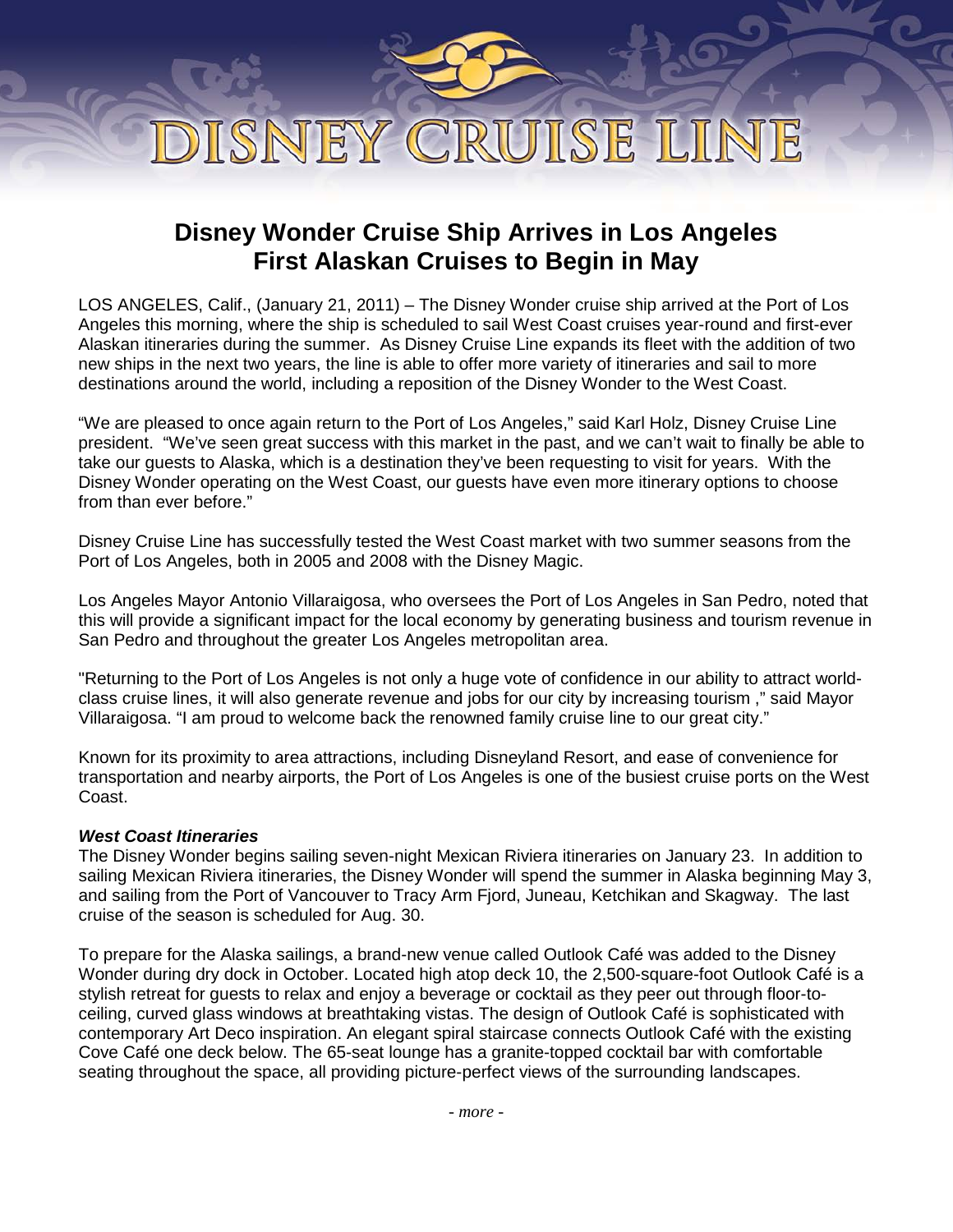# DISNEY CRUISE LINE

## Disney Wonder Cruise Ship Arrives in Los Angeles
## First Alaskan Cruises to Begin in May

LOS ANGELES, Calif., (January 21, 2011) – The Disney Wonder cruise ship arrived at the Port of Los Angeles this morning, where the ship is scheduled to sail West Coast cruises year-round and first-ever Alaskan itineraries during the summer. As Disney Cruise Line expands its fleet with the addition of two new ships in the next two years, the line is able to offer more variety of itineraries and sail to more destinations around the world, including a reposition of the Disney Wonder to the West Coast.

"We are pleased to once again return to the Port of Los Angeles," said Karl Holz, Disney Cruise Line president. "We've seen great success with this market in the past, and we can't wait to finally be able to take our guests to Alaska, which is a destination they've been requesting to visit for years. With the Disney Wonder operating on the West Coast, our guests have even more itinerary options to choose from than ever before."

Disney Cruise Line has successfully tested the West Coast market with two summer seasons from the Port of Los Angeles, both in 2005 and 2008 with the Disney Magic.

Los Angeles Mayor Antonio Villaraigosa, who oversees the Port of Los Angeles in San Pedro, noted that this will provide a significant impact for the local economy by generating business and tourism revenue in San Pedro and throughout the greater Los Angeles metropolitan area.

"Returning to the Port of Los Angeles is not only a huge vote of confidence in our ability to attract world-class cruise lines, it will also generate revenue and jobs for our city by increasing tourism ," said Mayor Villaraigosa. "I am proud to welcome back the renowned family cruise line to our great city."

Known for its proximity to area attractions, including Disneyland Resort, and ease of convenience for transportation and nearby airports, the Port of Los Angeles is one of the busiest cruise ports on the West Coast.

***West Coast Itineraries***

The Disney Wonder begins sailing seven-night Mexican Riviera itineraries on January 23. In addition to sailing Mexican Riviera itineraries, the Disney Wonder will spend the summer in Alaska beginning May 3, and sailing from the Port of Vancouver to Tracy Arm Fjord, Juneau, Ketchikan and Skagway. The last cruise of the season is scheduled for Aug. 30.

To prepare for the Alaska sailings, a brand-new venue called Outlook Café was added to the Disney Wonder during dry dock in October. Located high atop deck 10, the 2,500-square-foot Outlook Café is a stylish retreat for guests to relax and enjoy a beverage or cocktail as they peer out through floor-to-ceiling, curved glass windows at breathtaking vistas. The design of Outlook Café is sophisticated with contemporary Art Deco inspiration. An elegant spiral staircase connects Outlook Café with the existing Cove Café one deck below. The 65-seat lounge has a granite-topped cocktail bar with comfortable seating throughout the space, all providing picture-perfect views of the surrounding landscapes.

*- more -*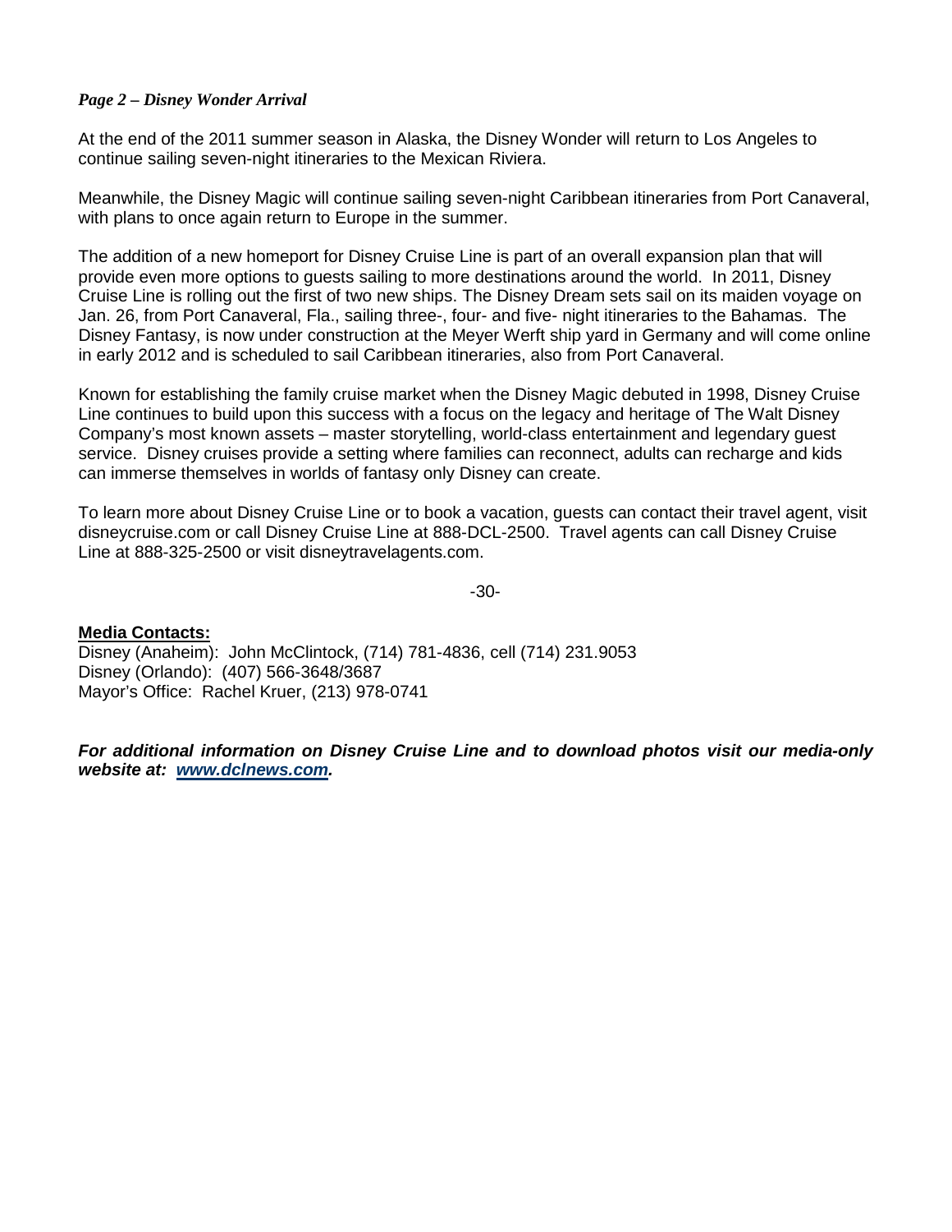At the end of the 2011 summer season in Alaska, the Disney Wonder will return to Los Angeles to continue sailing seven-night itineraries to the Mexican Riviera.

Meanwhile, the Disney Magic will continue sailing seven-night Caribbean itineraries from Port Canaveral, with plans to once again return to Europe in the summer.

The addition of a new homeport for Disney Cruise Line is part of an overall expansion plan that will provide even more options to guests sailing to more destinations around the world. In 2011, Disney Cruise Line is rolling out the first of two new ships. The Disney Dream sets sail on its maiden voyage on Jan. 26, from Port Canaveral, Fla., sailing three-, four- and five- night itineraries to the Bahamas. The Disney Fantasy, is now under construction at the Meyer Werft ship yard in Germany and will come online in early 2012 and is scheduled to sail Caribbean itineraries, also from Port Canaveral.

Known for establishing the family cruise market when the Disney Magic debuted in 1998, Disney Cruise Line continues to build upon this success with a focus on the legacy and heritage of The Walt Disney Company's most known assets – master storytelling, world-class entertainment and legendary guest service. Disney cruises provide a setting where families can reconnect, adults can recharge and kids can immerse themselves in worlds of fantasy only Disney can create.

To learn more about Disney Cruise Line or to book a vacation, guests can contact their travel agent, visit disneycruise.com or call Disney Cruise Line at 888-DCL-2500. Travel agents can call Disney Cruise Line at 888-325-2500 or visit disneytravelagents.com.

-30-

**Media Contacts:**

Disney (Anaheim): John McClintock, (714) 781-4836, cell (714) 231.9053
Disney (Orlando): (407) 566-3648/3687
Mayor's Office: Rachel Kruer, (213) 978-0741

***For additional information on Disney Cruise Line and to download photos visit our media-only website at: www.dclnews.com.***